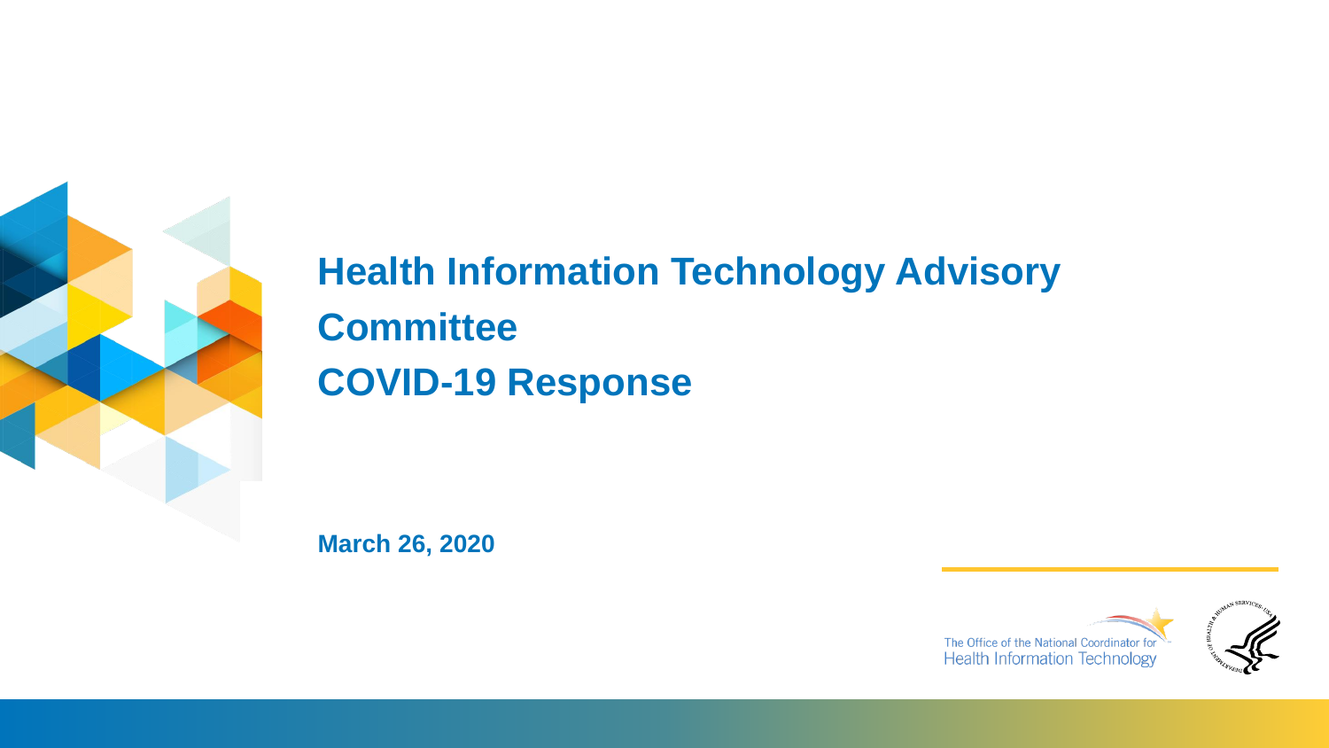# Health Information Technology Advisory Committee

# COVID-19 Response

**March 26, 2020**

The Office of the National Coordinator for Health Information Technology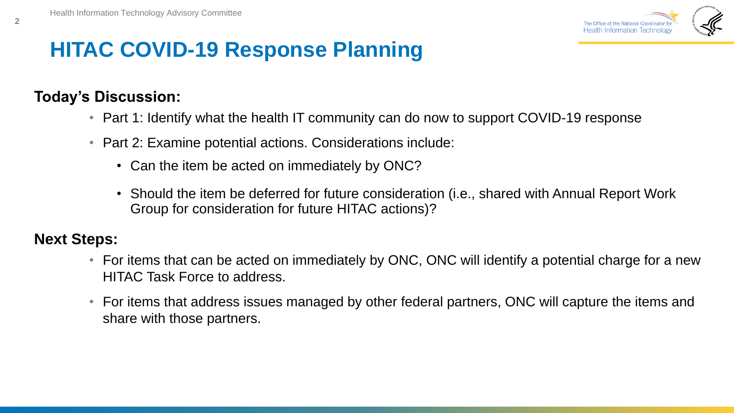# HITAC COVID-19 Response Planning

**Today's Discussion:**

- Part 1: Identify what the health IT community can do now to support COVID-19 response
- Part 2: Examine potential actions. Considerations include:
  - Can the item be acted on immediately by ONC?
  - Should the item be deferred for future consideration (i.e., shared with Annual Report Work Group for consideration for future HITAC actions)?

**Next Steps:**

- For items that can be acted on immediately by ONC, ONC will identify a potential charge for a new HITAC Task Force to address.
- For items that address issues managed by other federal partners, ONC will capture the items and share with those partners.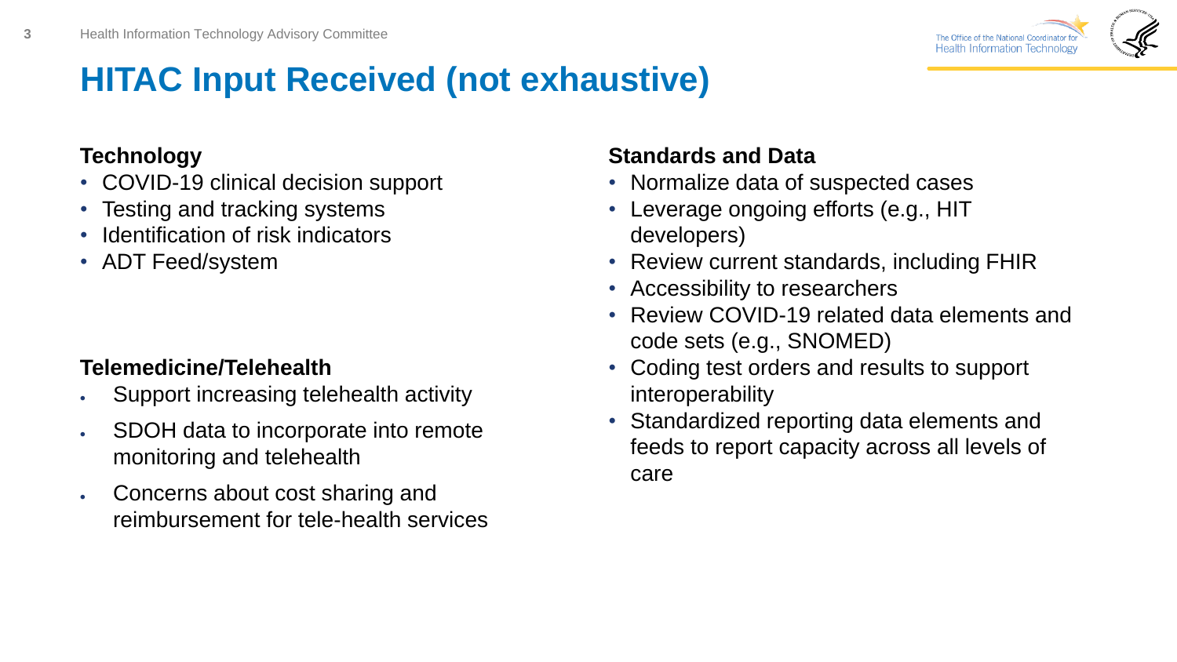# HITAC Input Received (not exhaustive)

### Technology

- COVID-19 clinical decision support
- Testing and tracking systems
- Identification of risk indicators
- ADT Feed/system

### Telemedicine/Telehealth

- Support increasing telehealth activity
- SDOH data to incorporate into remote monitoring and telehealth
- Concerns about cost sharing and reimbursement for tele-health services

### Standards and Data

- Normalize data of suspected cases
- Leverage ongoing efforts (e.g., HIT developers)
- Review current standards, including FHIR
- Accessibility to researchers
- Review COVID-19 related data elements and code sets (e.g., SNOMED)
- Coding test orders and results to support interoperability
- Standardized reporting data elements and feeds to report capacity across all levels of care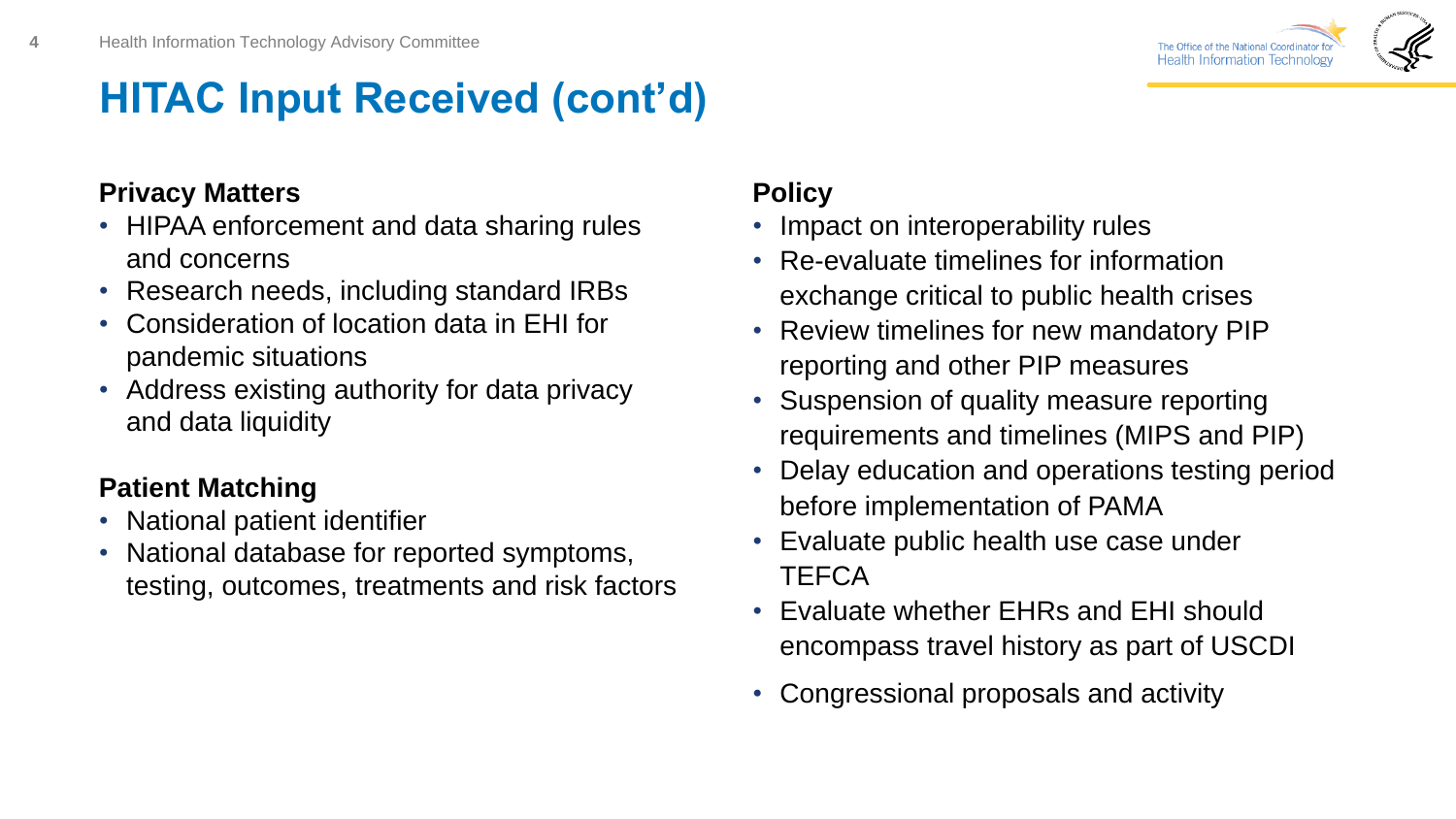# HITAC Input Received (cont'd)

**Privacy Matters**

- HIPAA enforcement and data sharing rules and concerns
- Research needs, including standard IRBs
- Consideration of location data in EHI for pandemic situations
- Address existing authority for data privacy and data liquidity

**Patient Matching**

- National patient identifier
- National database for reported symptoms, testing, outcomes, treatments and risk factors

**Policy**

- Impact on interoperability rules
- Re-evaluate timelines for information exchange critical to public health crises
- Review timelines for new mandatory PIP reporting and other PIP measures
- Suspension of quality measure reporting requirements and timelines (MIPS and PIP)
- Delay education and operations testing period before implementation of PAMA
- Evaluate public health use case under TEFCA
- Evaluate whether EHRs and EHI should encompass travel history as part of USCDI
- Congressional proposals and activity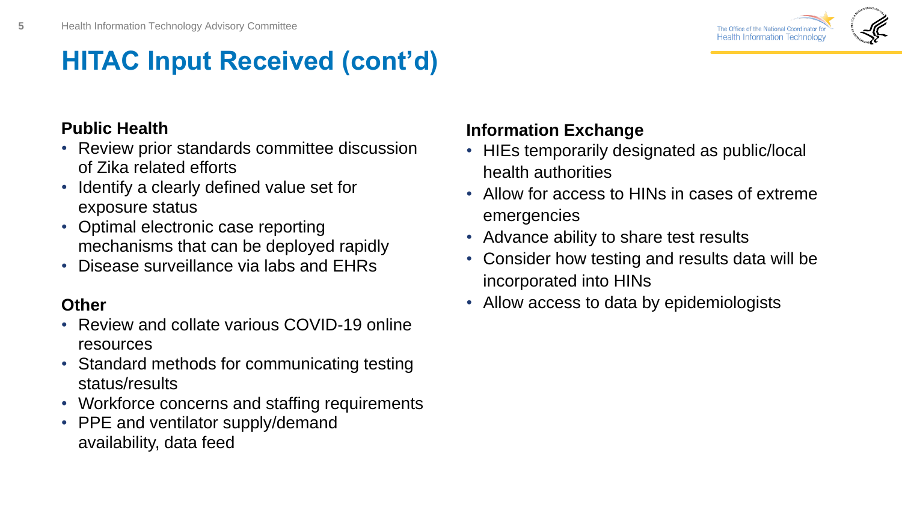# HITAC Input Received (cont'd)

**Public Health**

- Review prior standards committee discussion of Zika related efforts
- Identify a clearly defined value set for exposure status
- Optimal electronic case reporting mechanisms that can be deployed rapidly
- Disease surveillance via labs and EHRs

**Other**

- Review and collate various COVID-19 online resources
- Standard methods for communicating testing status/results
- Workforce concerns and staffing requirements
- PPE and ventilator supply/demand availability, data feed

**Information Exchange**

- HIEs temporarily designated as public/local health authorities
- Allow for access to HINs in cases of extreme emergencies
- Advance ability to share test results
- Consider how testing and results data will be incorporated into HINs
- Allow access to data by epidemiologists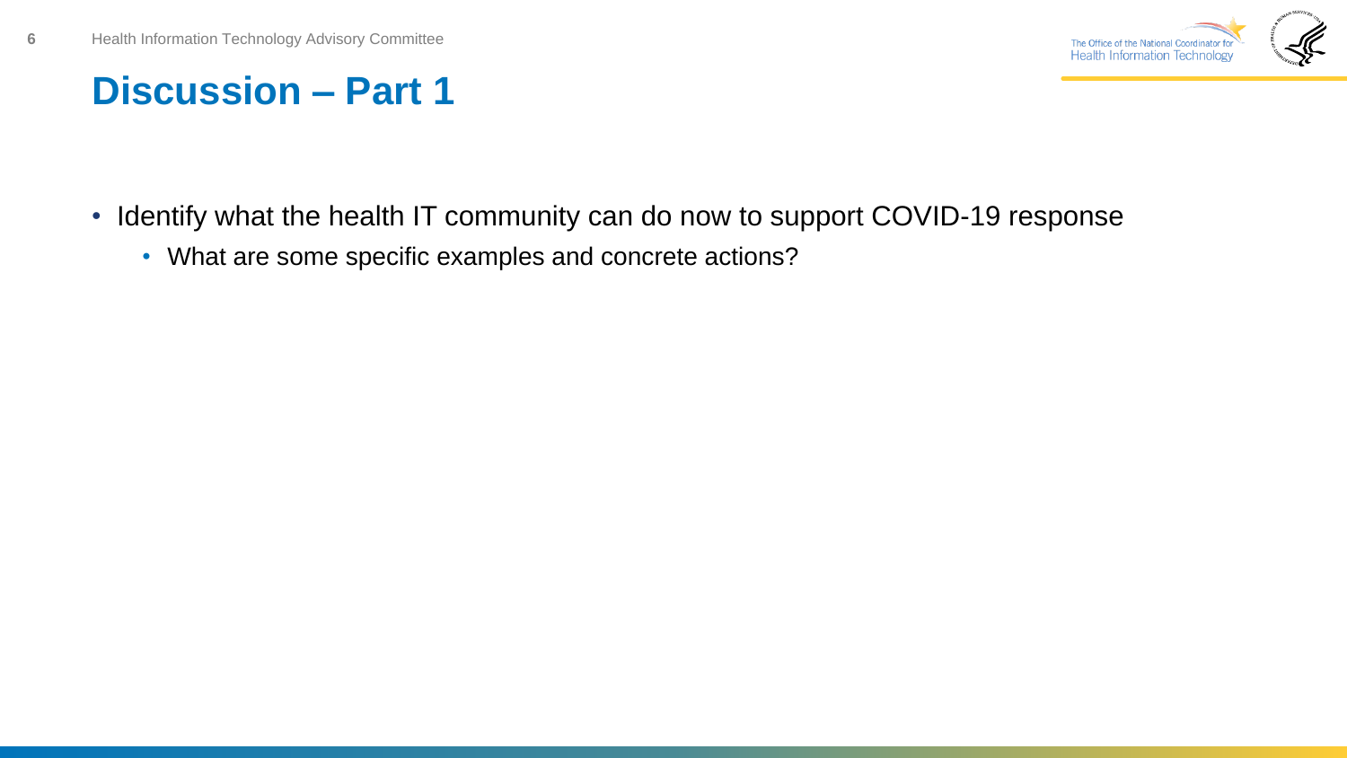# Discussion – Part 1

- Identify what the health IT community can do now to support COVID-19 response
  - What are some specific examples and concrete actions?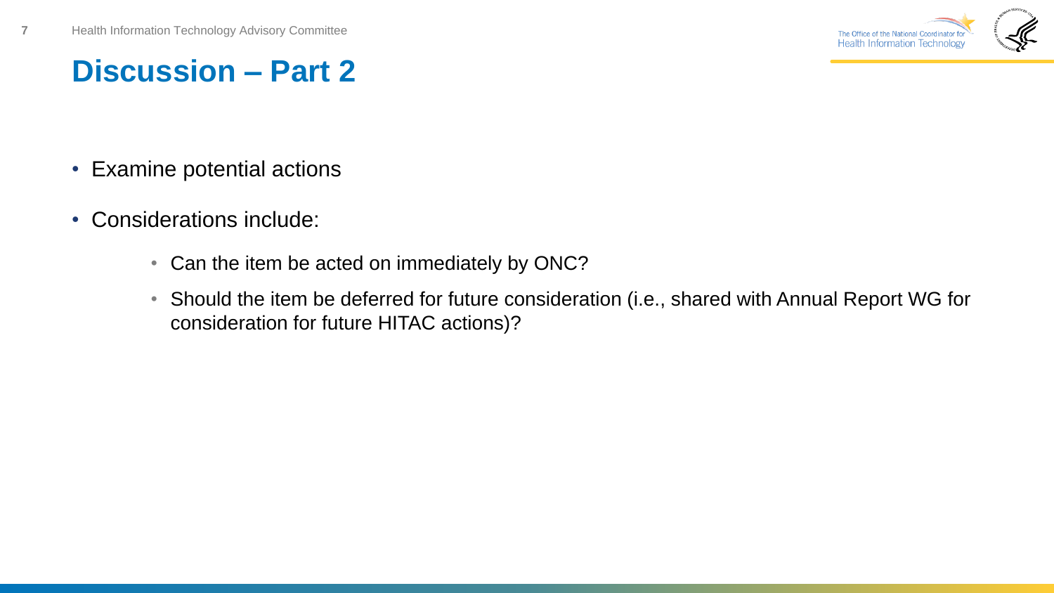# Discussion – Part 2

- Examine potential actions
- Considerations include:
  - Can the item be acted on immediately by ONC?
  - Should the item be deferred for future consideration (i.e., shared with Annual Report WG for consideration for future HITAC actions)?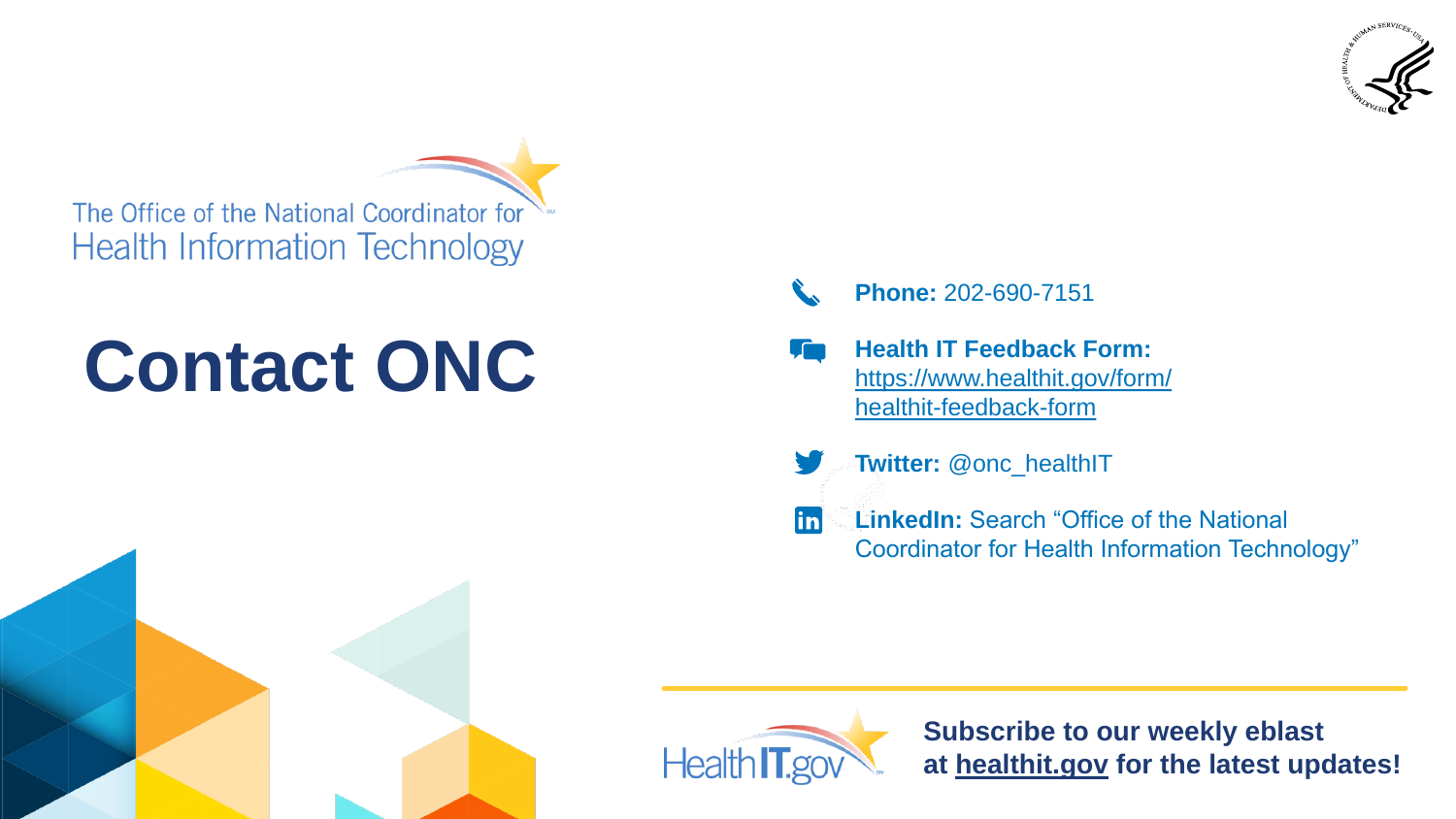The Office of the National Coordinator for Health Information Technology

# Contact ONC

**Phone:** 202-690-7151

**Health IT Feedback Form:** https://www.healthit.gov/form/healthit-feedback-form

**Twitter:** @onc_healthIT

**LinkedIn:** Search "Office of the National Coordinator for Health Information Technology"

HealthIT.gov

**Subscribe to our weekly eblast at healthit.gov for the latest updates!**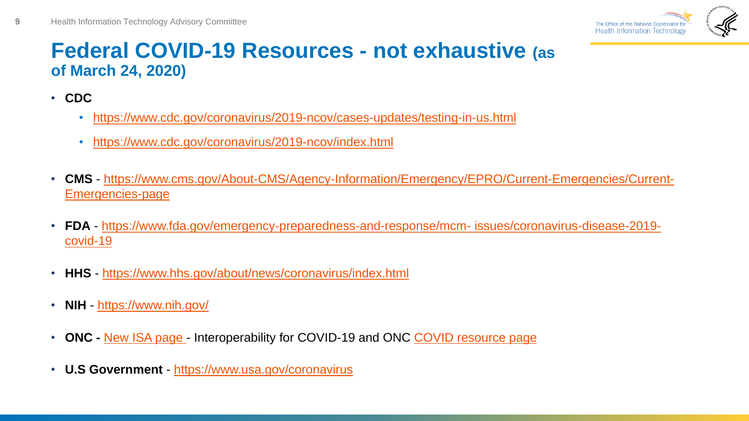# Federal COVID-19 Resources - not exhaustive (as of March 24, 2020)

- **CDC**
  - https://www.cdc.gov/coronavirus/2019-ncov/cases-updates/testing-in-us.html
  - https://www.cdc.gov/coronavirus/2019-ncov/index.html
- **CMS** - https://www.cms.gov/About-CMS/Agency-Information/Emergency/EPRO/Current-Emergencies/Current-Emergencies-page
- **FDA** - https://www.fda.gov/emergency-preparedness-and-response/mcm- issues/coronavirus-disease-2019-covid-19
- **HHS** - https://www.hhs.gov/about/news/coronavirus/index.html
- **NIH** - https://www.nih.gov/
- **ONC -** New ISA page - Interoperability for COVID-19 and ONC COVID resource page
- **U.S Government** - https://www.usa.gov/coronavirus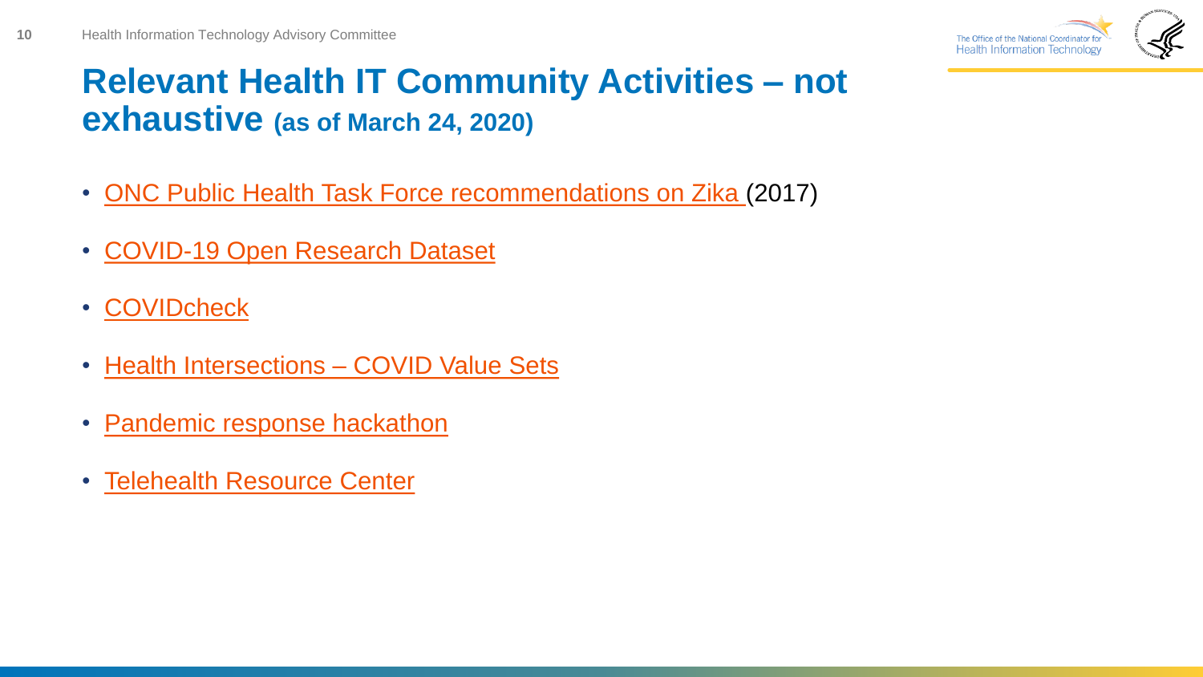# Relevant Health IT Community Activities – not exhaustive (as of March 24, 2020)

- ONC Public Health Task Force recommendations on Zika (2017)
- COVID-19 Open Research Dataset
- COVIDcheck
- Health Intersections – COVID Value Sets
- Pandemic response hackathon
- Telehealth Resource Center